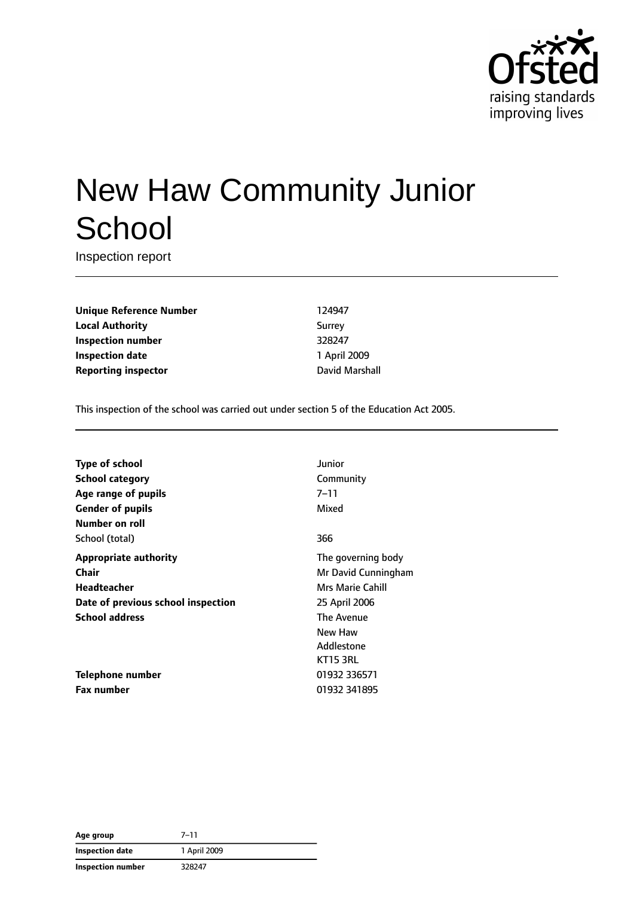# New Haw Community Junior School

Inspection report

| | |
|---|---|
| **Unique Reference Number** | 124947 |
| **Local Authority** | Surrey |
| **Inspection number** | 328247 |
| **Inspection date** | 1 April 2009 |
| **Reporting inspector** | David Marshall |

This inspection of the school was carried out under section 5 of the Education Act 2005.

| | |
|---|---|
| **Type of school** | Junior |
| **School category** | Community |
| **Age range of pupils** | 7–11 |
| **Gender of pupils** | Mixed |
| **Number on roll** | |
| School (total) | 366 |
| **Appropriate authority** | The governing body |
| **Chair** | Mr David Cunningham |
| **Headteacher** | Mrs Marie Cahill |
| **Date of previous school inspection** | 25 April 2006 |
| **School address** | The Avenue<br>New Haw<br>Addlestone<br>KT15 3RL |
| **Telephone number** | 01932 336571 |
| **Fax number** | 01932 341895 |

| | |
|---|---|
| **Age group** | 7–11 |
| **Inspection date** | 1 April 2009 |
| **Inspection number** | 328247 |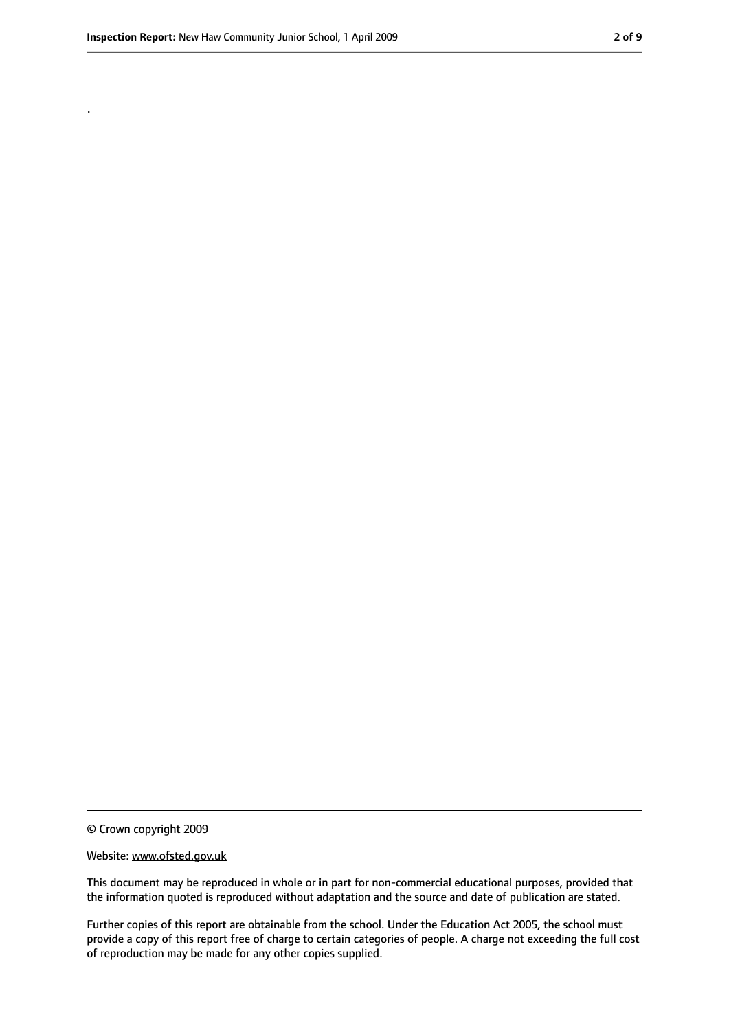.

© Crown copyright 2009

Website: www.ofsted.gov.uk

This document may be reproduced in whole or in part for non-commercial educational purposes, provided that the information quoted is reproduced without adaptation and the source and date of publication are stated.

Further copies of this report are obtainable from the school. Under the Education Act 2005, the school must provide a copy of this report free of charge to certain categories of people. A charge not exceeding the full cost of reproduction may be made for any other copies supplied.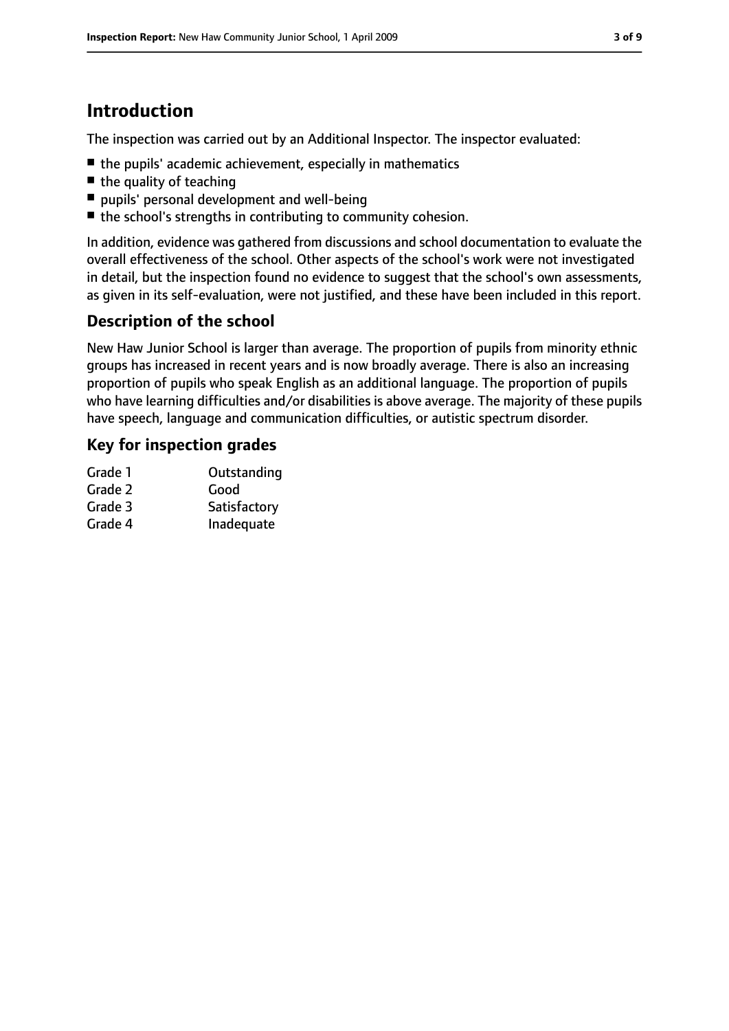## Introduction

The inspection was carried out by an Additional Inspector. The inspector evaluated:

- the pupils' academic achievement, especially in mathematics
- the quality of teaching
- pupils' personal development and well-being
- the school's strengths in contributing to community cohesion.

In addition, evidence was gathered from discussions and school documentation to evaluate the overall effectiveness of the school. Other aspects of the school's work were not investigated in detail, but the inspection found no evidence to suggest that the school's own assessments, as given in its self-evaluation, were not justified, and these have been included in this report.

### Description of the school

New Haw Junior School is larger than average. The proportion of pupils from minority ethnic groups has increased in recent years and is now broadly average. There is also an increasing proportion of pupils who speak English as an additional language. The proportion of pupils who have learning difficulties and/or disabilities is above average. The majority of these pupils have speech, language and communication difficulties, or autistic spectrum disorder.

### Key for inspection grades

| | |
|---|---|
| Grade 1 | Outstanding |
| Grade 2 | Good |
| Grade 3 | Satisfactory |
| Grade 4 | Inadequate |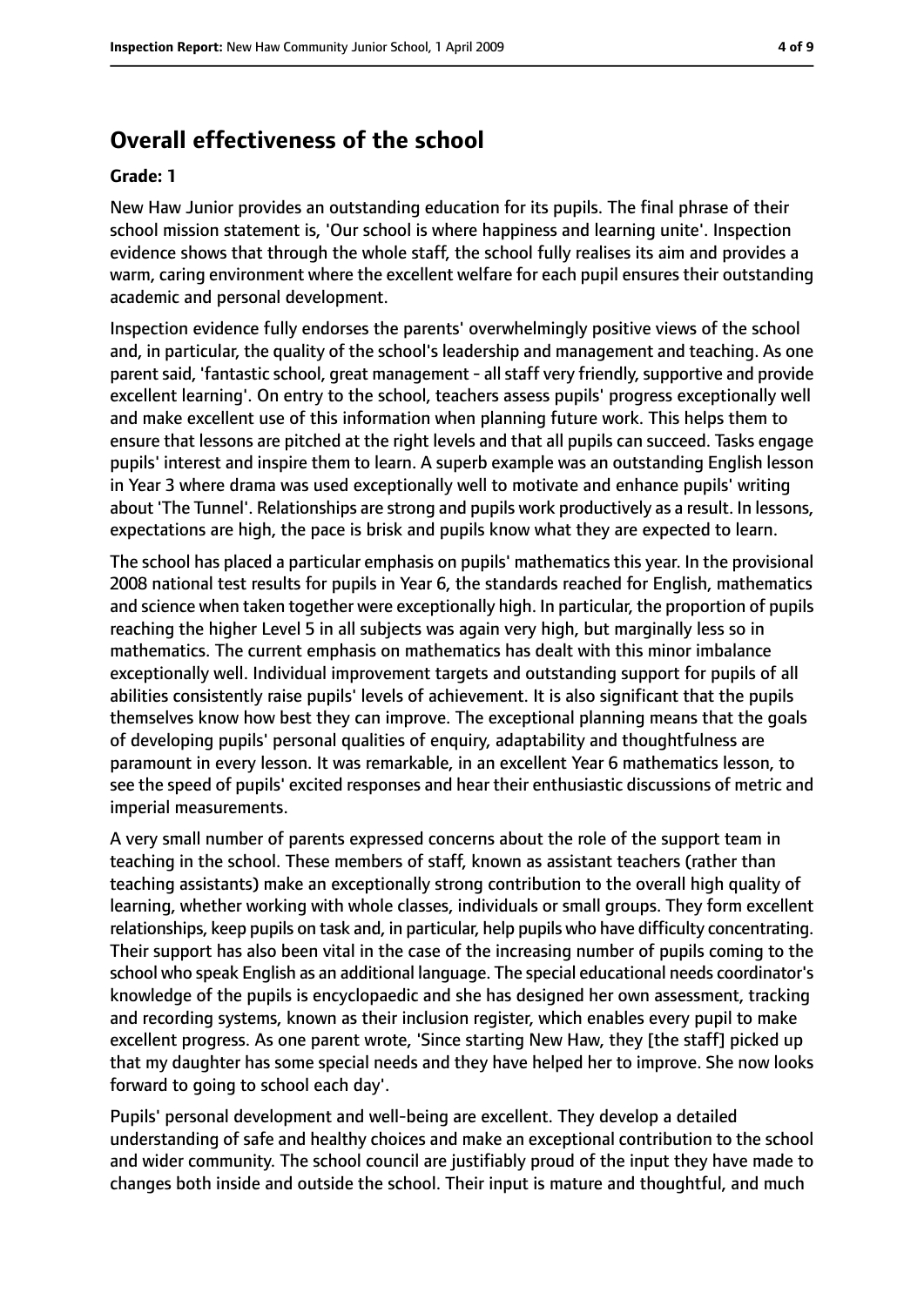## Overall effectiveness of the school

**Grade: 1**

New Haw Junior provides an outstanding education for its pupils. The final phrase of their school mission statement is, 'Our school is where happiness and learning unite'. Inspection evidence shows that through the whole staff, the school fully realises its aim and provides a warm, caring environment where the excellent welfare for each pupil ensures their outstanding academic and personal development.

Inspection evidence fully endorses the parents' overwhelmingly positive views of the school and, in particular, the quality of the school's leadership and management and teaching. As one parent said, 'fantastic school, great management - all staff very friendly, supportive and provide excellent learning'. On entry to the school, teachers assess pupils' progress exceptionally well and make excellent use of this information when planning future work. This helps them to ensure that lessons are pitched at the right levels and that all pupils can succeed. Tasks engage pupils' interest and inspire them to learn. A superb example was an outstanding English lesson in Year 3 where drama was used exceptionally well to motivate and enhance pupils' writing about 'The Tunnel'. Relationships are strong and pupils work productively as a result. In lessons, expectations are high, the pace is brisk and pupils know what they are expected to learn.

The school has placed a particular emphasis on pupils' mathematics this year. In the provisional 2008 national test results for pupils in Year 6, the standards reached for English, mathematics and science when taken together were exceptionally high. In particular, the proportion of pupils reaching the higher Level 5 in all subjects was again very high, but marginally less so in mathematics. The current emphasis on mathematics has dealt with this minor imbalance exceptionally well. Individual improvement targets and outstanding support for pupils of all abilities consistently raise pupils' levels of achievement. It is also significant that the pupils themselves know how best they can improve. The exceptional planning means that the goals of developing pupils' personal qualities of enquiry, adaptability and thoughtfulness are paramount in every lesson. It was remarkable, in an excellent Year 6 mathematics lesson, to see the speed of pupils' excited responses and hear their enthusiastic discussions of metric and imperial measurements.

A very small number of parents expressed concerns about the role of the support team in teaching in the school. These members of staff, known as assistant teachers (rather than teaching assistants) make an exceptionally strong contribution to the overall high quality of learning, whether working with whole classes, individuals or small groups. They form excellent relationships, keep pupils on task and, in particular, help pupils who have difficulty concentrating. Their support has also been vital in the case of the increasing number of pupils coming to the school who speak English as an additional language. The special educational needs coordinator's knowledge of the pupils is encyclopaedic and she has designed her own assessment, tracking and recording systems, known as their inclusion register, which enables every pupil to make excellent progress. As one parent wrote, 'Since starting New Haw, they [the staff] picked up that my daughter has some special needs and they have helped her to improve. She now looks forward to going to school each day'.

Pupils' personal development and well-being are excellent. They develop a detailed understanding of safe and healthy choices and make an exceptional contribution to the school and wider community. The school council are justifiably proud of the input they have made to changes both inside and outside the school. Their input is mature and thoughtful, and much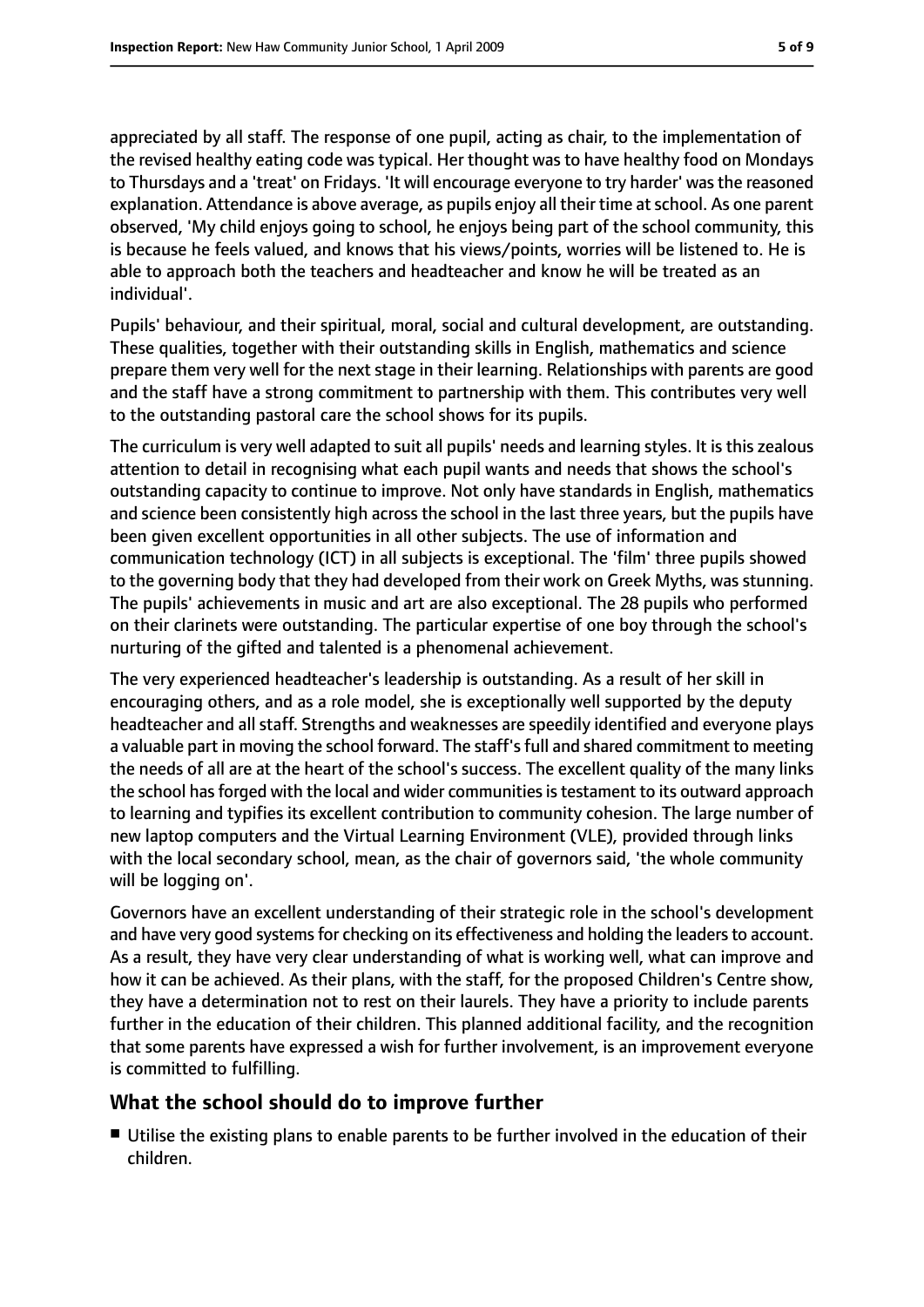appreciated by all staff. The response of one pupil, acting as chair, to the implementation of the revised healthy eating code was typical. Her thought was to have healthy food on Mondays to Thursdays and a 'treat' on Fridays. 'It will encourage everyone to try harder' was the reasoned explanation. Attendance is above average, as pupils enjoy all their time at school. As one parent observed, 'My child enjoys going to school, he enjoys being part of the school community, this is because he feels valued, and knows that his views/points, worries will be listened to. He is able to approach both the teachers and headteacher and know he will be treated as an individual'.

Pupils' behaviour, and their spiritual, moral, social and cultural development, are outstanding. These qualities, together with their outstanding skills in English, mathematics and science prepare them very well for the next stage in their learning. Relationships with parents are good and the staff have a strong commitment to partnership with them. This contributes very well to the outstanding pastoral care the school shows for its pupils.

The curriculum is very well adapted to suit all pupils' needs and learning styles. It is this zealous attention to detail in recognising what each pupil wants and needs that shows the school's outstanding capacity to continue to improve. Not only have standards in English, mathematics and science been consistently high across the school in the last three years, but the pupils have been given excellent opportunities in all other subjects. The use of information and communication technology (ICT) in all subjects is exceptional. The 'film' three pupils showed to the governing body that they had developed from their work on Greek Myths, was stunning. The pupils' achievements in music and art are also exceptional. The 28 pupils who performed on their clarinets were outstanding. The particular expertise of one boy through the school's nurturing of the gifted and talented is a phenomenal achievement.

The very experienced headteacher's leadership is outstanding. As a result of her skill in encouraging others, and as a role model, she is exceptionally well supported by the deputy headteacher and all staff. Strengths and weaknesses are speedily identified and everyone plays a valuable part in moving the school forward. The staff's full and shared commitment to meeting the needs of all are at the heart of the school's success. The excellent quality of the many links the school has forged with the local and wider communities is testament to its outward approach to learning and typifies its excellent contribution to community cohesion. The large number of new laptop computers and the Virtual Learning Environment (VLE), provided through links with the local secondary school, mean, as the chair of governors said, 'the whole community will be logging on'.

Governors have an excellent understanding of their strategic role in the school's development and have very good systems for checking on its effectiveness and holding the leaders to account. As a result, they have very clear understanding of what is working well, what can improve and how it can be achieved. As their plans, with the staff, for the proposed Children's Centre show, they have a determination not to rest on their laurels. They have a priority to include parents further in the education of their children. This planned additional facility, and the recognition that some parents have expressed a wish for further involvement, is an improvement everyone is committed to fulfilling.

## What the school should do to improve further

- Utilise the existing plans to enable parents to be further involved in the education of their children.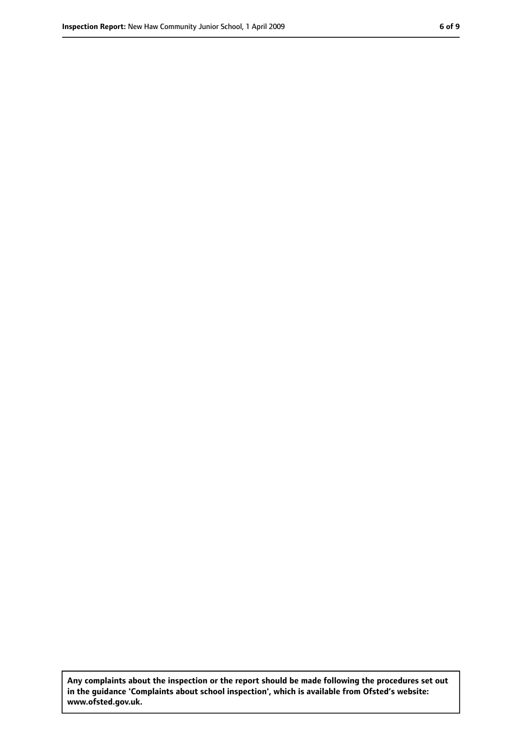**Any complaints about the inspection or the report should be made following the procedures set out in the guidance 'Complaints about school inspection', which is available from Ofsted's website: www.ofsted.gov.uk.**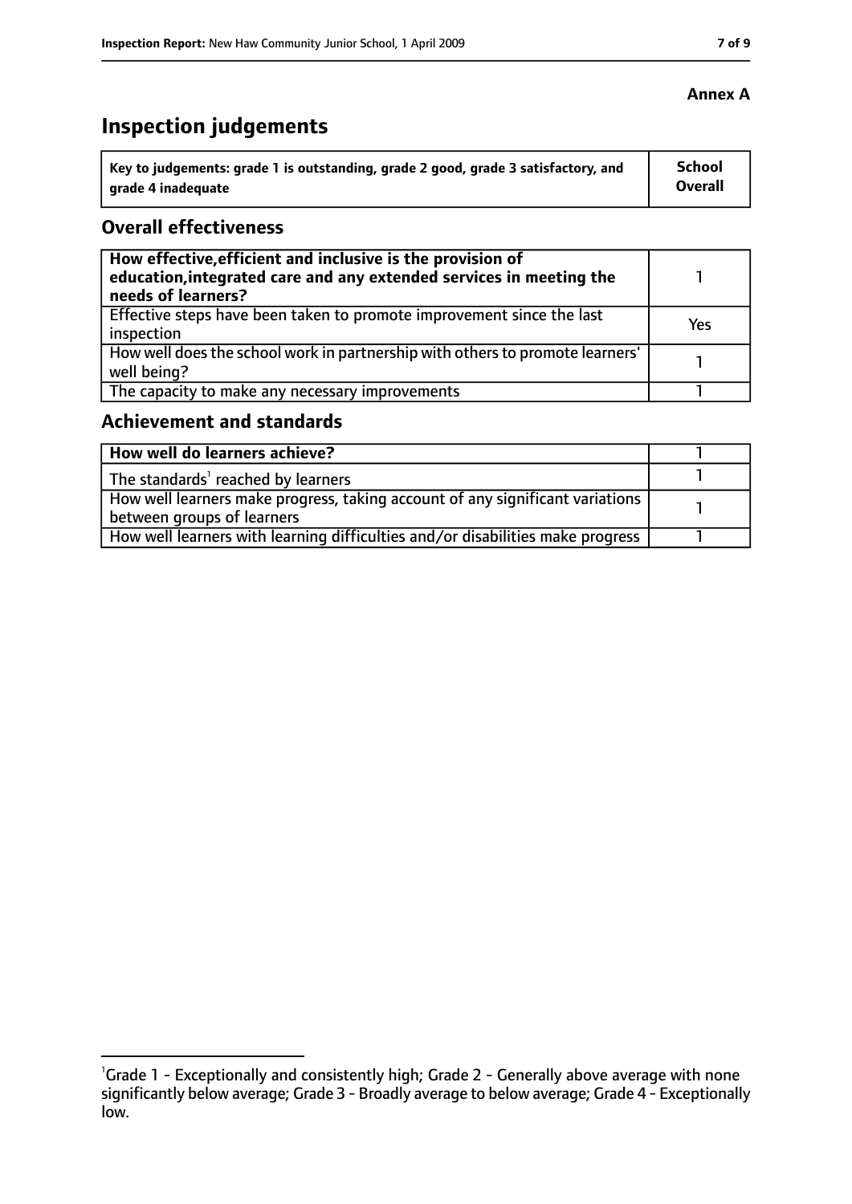**Annex A**

# Inspection judgements

| Key to judgements: grade 1 is outstanding, grade 2 good, grade 3 satisfactory, and grade 4 inadequate | School Overall |
|---|---|

## Overall effectiveness

| | |
|---|---|
| **How effective, efficient and inclusive is the provision of education, integrated care and any extended services in meeting the needs of learners?** | 1 |
| Effective steps have been taken to promote improvement since the last inspection | Yes |
| How well does the school work in partnership with others to promote learners' well being? | 1 |
| The capacity to make any necessary improvements | 1 |

## Achievement and standards

| | |
|---|---|
| **How well do learners achieve?** | 1 |
| The standards[1] reached by learners | 1 |
| How well learners make progress, taking account of any significant variations between groups of learners | 1 |
| How well learners with learning difficulties and/or disabilities make progress | 1 |

[1] Grade 1 - Exceptionally and consistently high; Grade 2 - Generally above average with none significantly below average; Grade 3 - Broadly average to below average; Grade 4 - Exceptionally low.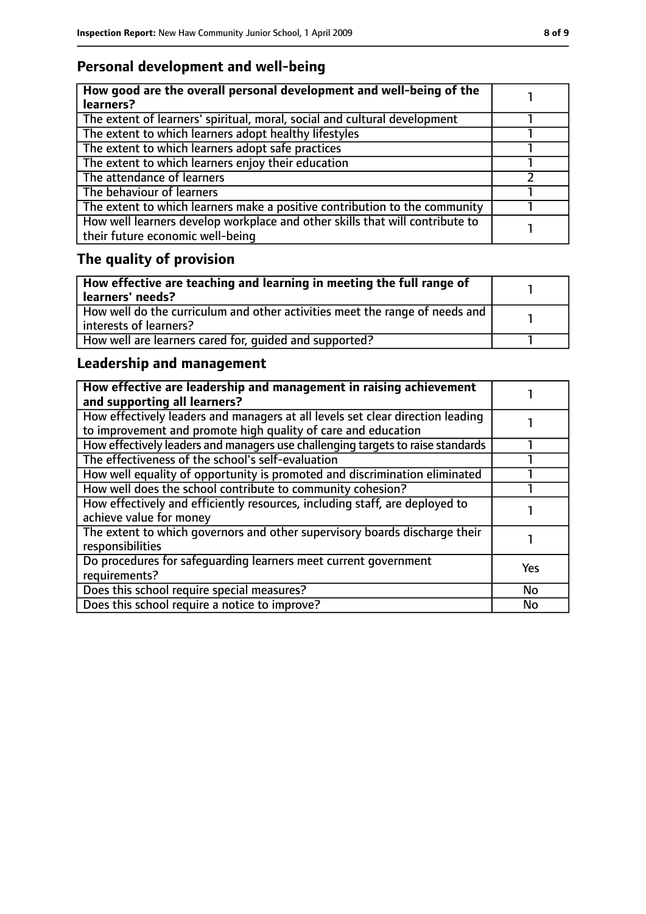## Personal development and well-being

| How good are the overall personal development and well-being of the learners? | 1 |
| --- | --- |
| The extent of learners' spiritual, moral, social and cultural development | 1 |
| The extent to which learners adopt healthy lifestyles | 1 |
| The extent to which learners adopt safe practices | 1 |
| The extent to which learners enjoy their education | 1 |
| The attendance of learners | 2 |
| The behaviour of learners | 1 |
| The extent to which learners make a positive contribution to the community | 1 |
| How well learners develop workplace and other skills that will contribute to their future economic well-being | 1 |

## The quality of provision

| How effective are teaching and learning in meeting the full range of learners' needs? | 1 |
| --- | --- |
| How well do the curriculum and other activities meet the range of needs and interests of learners? | 1 |
| How well are learners cared for, guided and supported? | 1 |

## Leadership and management

| How effective are leadership and management in raising achievement and supporting all learners? | 1 |
| --- | --- |
| How effectively leaders and managers at all levels set clear direction leading to improvement and promote high quality of care and education | 1 |
| How effectively leaders and managers use challenging targets to raise standards | 1 |
| The effectiveness of the school's self-evaluation | 1 |
| How well equality of opportunity is promoted and discrimination eliminated | 1 |
| How well does the school contribute to community cohesion? | 1 |
| How effectively and efficiently resources, including staff, are deployed to achieve value for money | 1 |
| The extent to which governors and other supervisory boards discharge their responsibilities | 1 |
| Do procedures for safeguarding learners meet current government requirements? | Yes |
| Does this school require special measures? | No |
| Does this school require a notice to improve? | No |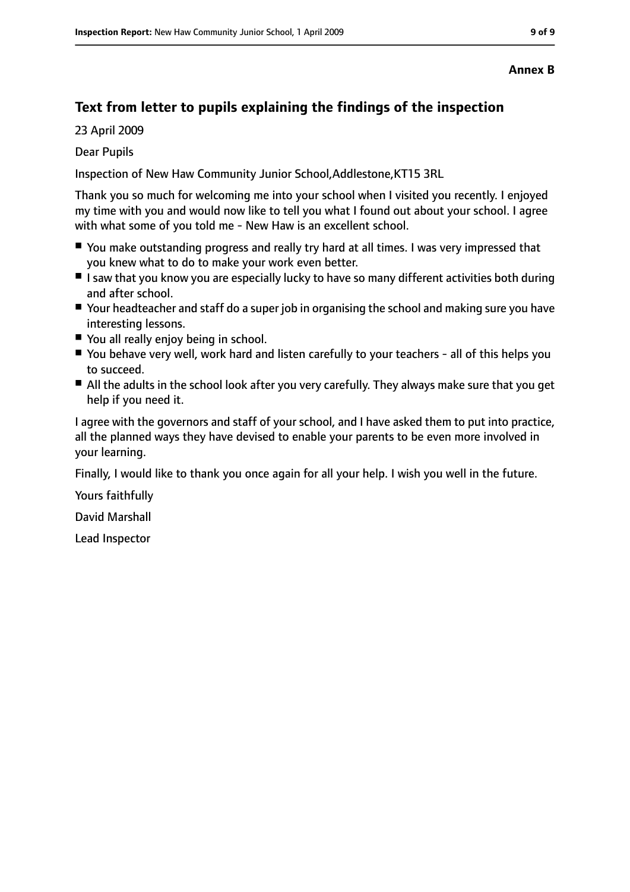**Annex B**

## Text from letter to pupils explaining the findings of the inspection

23 April 2009

Dear Pupils

Inspection of New Haw Community Junior School,Addlestone,KT15 3RL

Thank you so much for welcoming me into your school when I visited you recently. I enjoyed my time with you and would now like to tell you what I found out about your school. I agree with what some of you told me - New Haw is an excellent school.

- You make outstanding progress and really try hard at all times. I was very impressed that you knew what to do to make your work even better.
- I saw that you know you are especially lucky to have so many different activities both during and after school.
- Your headteacher and staff do a super job in organising the school and making sure you have interesting lessons.
- You all really enjoy being in school.
- You behave very well, work hard and listen carefully to your teachers - all of this helps you to succeed.
- All the adults in the school look after you very carefully. They always make sure that you get help if you need it.

I agree with the governors and staff of your school, and I have asked them to put into practice, all the planned ways they have devised to enable your parents to be even more involved in your learning.

Finally, I would like to thank you once again for all your help. I wish you well in the future.

Yours faithfully

David Marshall

Lead Inspector